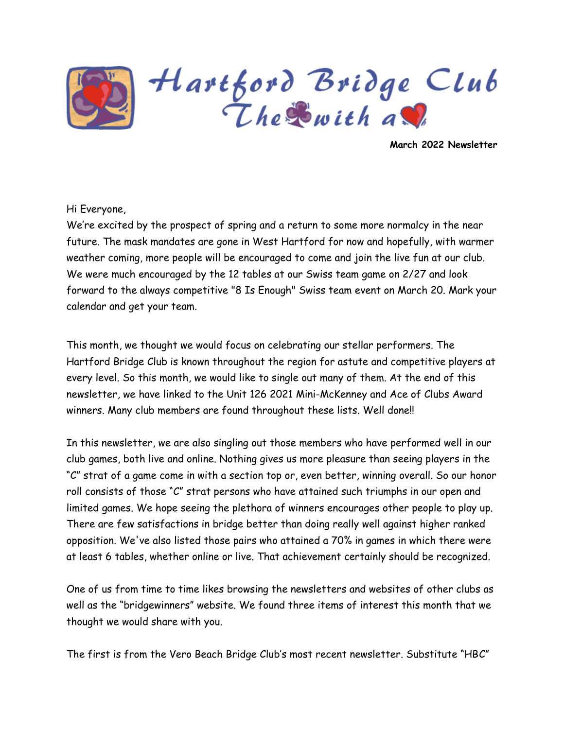# Hartford Bridge Club
## The ♣ with a ♥

**March 2022 Newsletter**

Hi Everyone,
We're excited by the prospect of spring and a return to some more normalcy in the near future. The mask mandates are gone in West Hartford for now and hopefully, with warmer weather coming, more people will be encouraged to come and join the live fun at our club. We were much encouraged by the 12 tables at our Swiss team game on 2/27 and look forward to the always competitive "8 Is Enough" Swiss team event on March 20. Mark your calendar and get your team.

This month, we thought we would focus on celebrating our stellar performers. The Hartford Bridge Club is known throughout the region for astute and competitive players at every level. So this month, we would like to single out many of them. At the end of this newsletter, we have linked to the Unit 126 2021 Mini-McKenney and Ace of Clubs Award winners. Many club members are found throughout these lists. Well done!!

In this newsletter, we are also singling out those members who have performed well in our club games, both live and online. Nothing gives us more pleasure than seeing players in the "C" strat of a game come in with a section top or, even better, winning overall. So our honor roll consists of those "C" strat persons who have attained such triumphs in our open and limited games. We hope seeing the plethora of winners encourages other people to play up. There are few satisfactions in bridge better than doing really well against higher ranked opposition. We've also listed those pairs who attained a 70% in games in which there were at least 6 tables, whether online or live. That achievement certainly should be recognized.

One of us from time to time likes browsing the newsletters and websites of other clubs as well as the "bridgewinners" website. We found three items of interest this month that we thought we would share with you.

The first is from the Vero Beach Bridge Club's most recent newsletter. Substitute "HBC"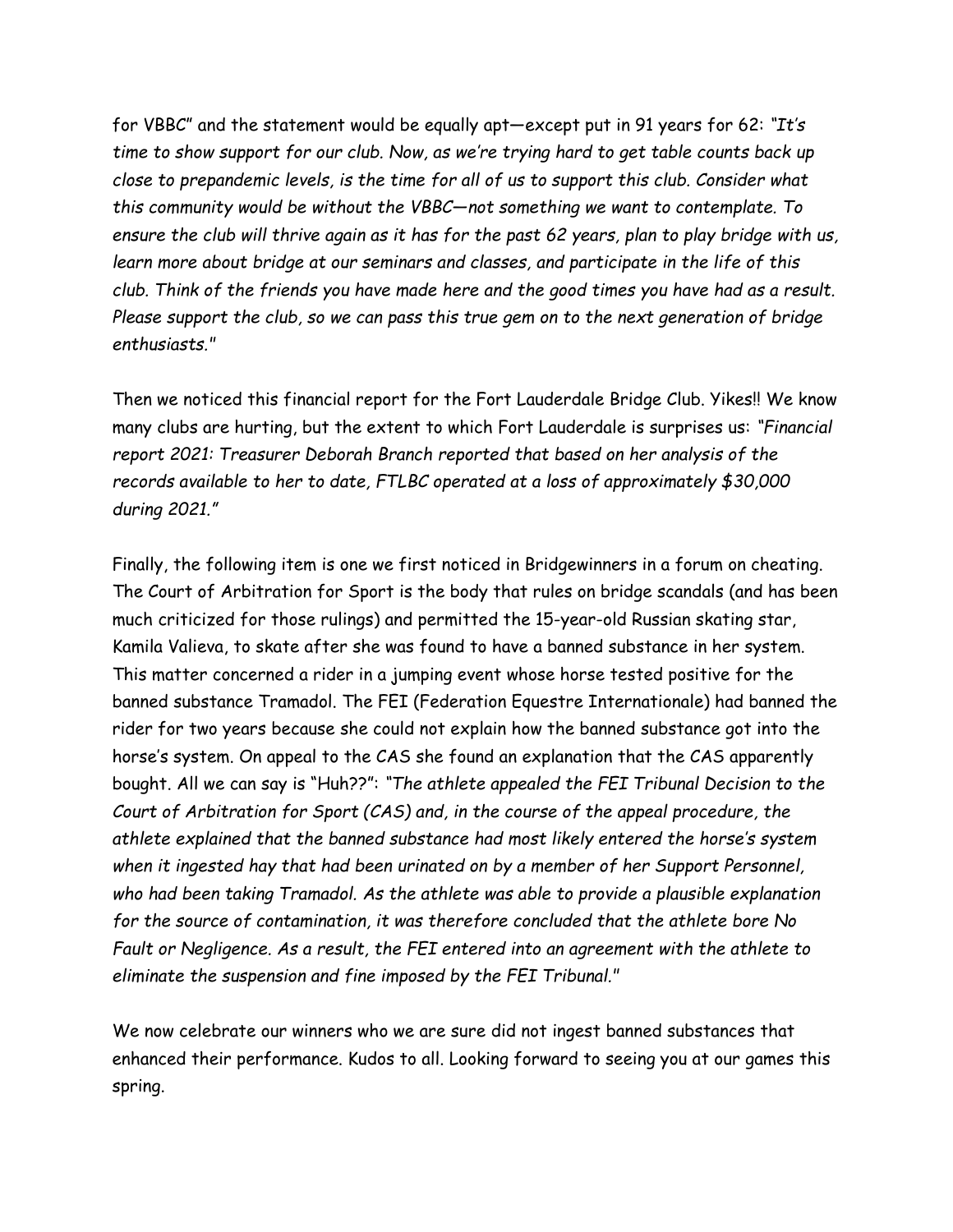for VBBC" and the statement would be equally apt—except put in 91 years for 62: *"It's time to show support for our club. Now, as we're trying hard to get table counts back up close to prepandemic levels, is the time for all of us to support this club. Consider what this community would be without the VBBC—not something we want to contemplate. To ensure the club will thrive again as it has for the past 62 years, plan to play bridge with us, learn more about bridge at our seminars and classes, and participate in the life of this club. Think of the friends you have made here and the good times you have had as a result. Please support the club, so we can pass this true gem on to the next generation of bridge enthusiasts."*

Then we noticed this financial report for the Fort Lauderdale Bridge Club. Yikes!! We know many clubs are hurting, but the extent to which Fort Lauderdale is surprises us: *"Financial report 2021: Treasurer Deborah Branch reported that based on her analysis of the records available to her to date, FTLBC operated at a loss of approximately $30,000 during 2021."*

Finally, the following item is one we first noticed in Bridgewinners in a forum on cheating. The Court of Arbitration for Sport is the body that rules on bridge scandals (and has been much criticized for those rulings) and permitted the 15-year-old Russian skating star, Kamila Valieva, to skate after she was found to have a banned substance in her system. This matter concerned a rider in a jumping event whose horse tested positive for the banned substance Tramadol. The FEI (Federation Equestre Internationale) had banned the rider for two years because she could not explain how the banned substance got into the horse's system. On appeal to the CAS she found an explanation that the CAS apparently bought. All we can say is "Huh??": *"The athlete appealed the FEI Tribunal Decision to the Court of Arbitration for Sport (CAS) and, in the course of the appeal procedure, the athlete explained that the banned substance had most likely entered the horse's system when it ingested hay that had been urinated on by a member of her Support Personnel, who had been taking Tramadol. As the athlete was able to provide a plausible explanation for the source of contamination, it was therefore concluded that the athlete bore No Fault or Negligence. As a result, the FEI entered into an agreement with the athlete to eliminate the suspension and fine imposed by the FEI Tribunal."*

We now celebrate our winners who we are sure did not ingest banned substances that enhanced their performance. Kudos to all. Looking forward to seeing you at our games this spring.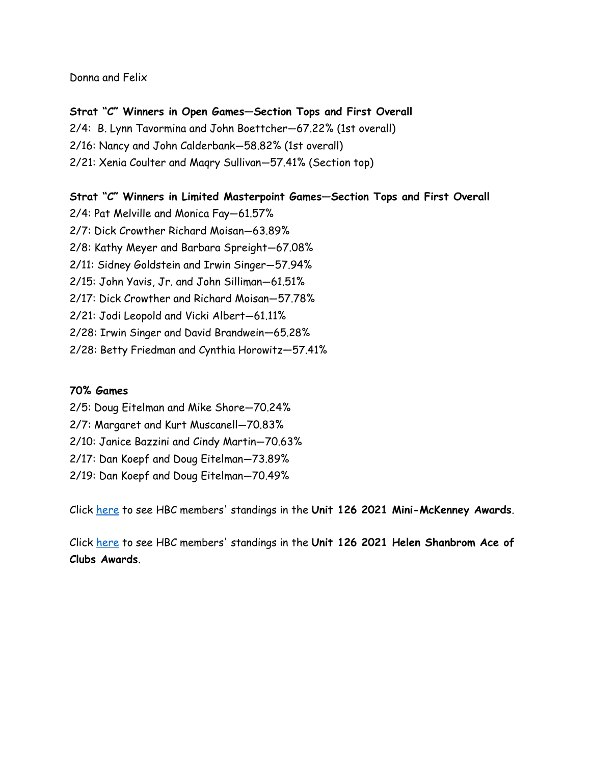Donna and Felix

**Strat "C" Winners in Open Games—Section Tops and First Overall**

2/4: B. Lynn Tavormina and John Boettcher—67.22% (1st overall)

2/16: Nancy and John Calderbank—58.82% (1st overall)

2/21: Xenia Coulter and Maqry Sullivan—57.41% (Section top)

**Strat "C" Winners in Limited Masterpoint Games—Section Tops and First Overall**

2/4: Pat Melville and Monica Fay—61.57%

2/7: Dick Crowther Richard Moisan—63.89%

2/8: Kathy Meyer and Barbara Spreight—67.08%

2/11: Sidney Goldstein and Irwin Singer—57.94%

2/15: John Yavis, Jr. and John Silliman—61.51%

2/17: Dick Crowther and Richard Moisan—57.78%

2/21: Jodi Leopold and Vicki Albert—61.11%

2/28: Irwin Singer and David Brandwein—65.28%

2/28: Betty Friedman and Cynthia Horowitz—57.41%

**70% Games**

2/5: Doug Eitelman and Mike Shore—70.24%

2/7: Margaret and Kurt Muscanell—70.83%

2/10: Janice Bazzini and Cindy Martin—70.63%

2/17: Dan Koepf and Doug Eitelman—73.89%

2/19: Dan Koepf and Doug Eitelman—70.49%

Click here to see HBC members' standings in the **Unit 126 2021 Mini-McKenney Awards**.

Click here to see HBC members' standings in the **Unit 126 2021 Helen Shanbrom Ace of Clubs Awards**.